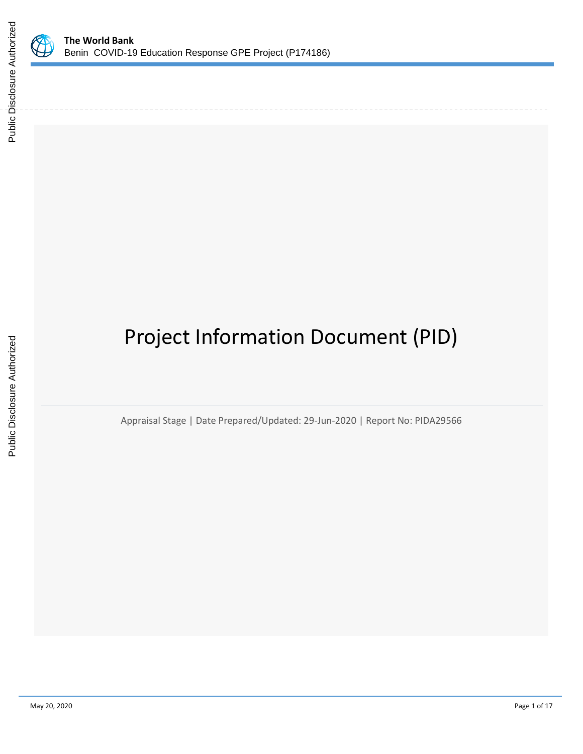**The World Bank**
Benin COVID-19 Education Response GPE Project (P174186)

# Project Information Document (PID)

Appraisal Stage | Date Prepared/Updated: 29-Jun-2020 | Report No: PIDA29566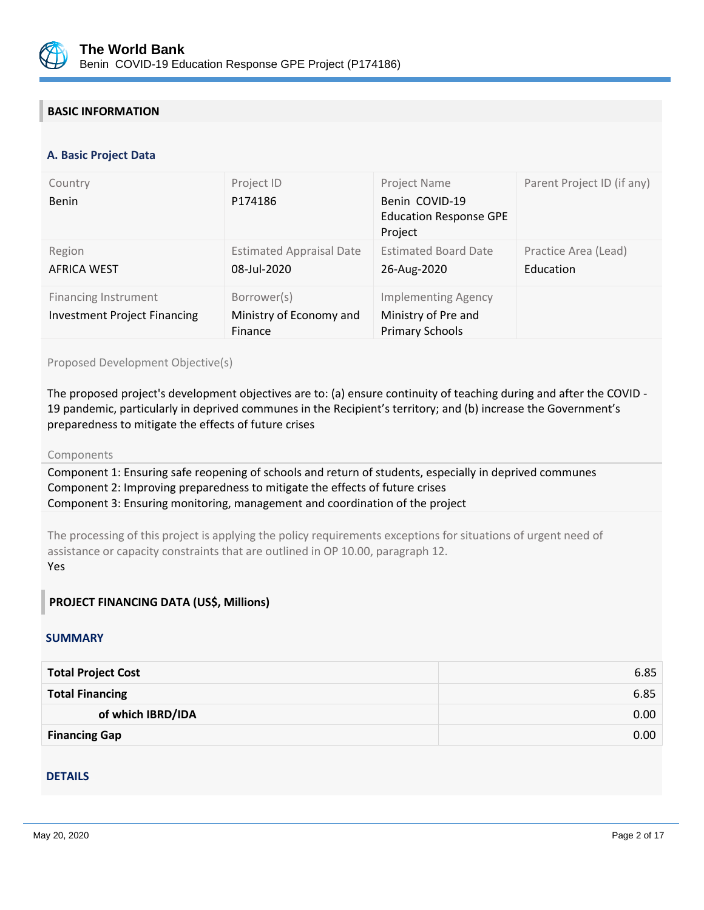## BASIC INFORMATION

### A. Basic Project Data

| Country | Project ID | Project Name | Parent Project ID (if any) |
|---|---|---|---|
| Benin | P174186 | Benin COVID-19 Education Response GPE Project | |
| **Region** | **Estimated Appraisal Date** | **Estimated Board Date** | **Practice Area (Lead)** |
| AFRICA WEST | 08-Jul-2020 | 26-Aug-2020 | Education |
| **Financing Instrument** | **Borrower(s)** | **Implementing Agency** | |
| Investment Project Financing | Ministry of Economy and Finance | Ministry of Pre and Primary Schools | |

Proposed Development Objective(s)

The proposed project's development objectives are to: (a) ensure continuity of teaching during and after the COVID -19 pandemic, particularly in deprived communes in the Recipient's territory; and (b) increase the Government's preparedness to mitigate the effects of future crises

Components

Component 1: Ensuring safe reopening of schools and return of students, especially in deprived communes
Component 2: Improving preparedness to mitigate the effects of future crises
Component 3: Ensuring monitoring, management and coordination of the project

The processing of this project is applying the policy requirements exceptions for situations of urgent need of assistance or capacity constraints that are outlined in OP 10.00, paragraph 12.

Yes

## PROJECT FINANCING DATA (US$, Millions)

### SUMMARY

| | |
|---|---:|
| **Total Project Cost** | 6.85 |
| **Total Financing** | 6.85 |
| **of which IBRD/IDA** | 0.00 |
| **Financing Gap** | 0.00 |

### DETAILS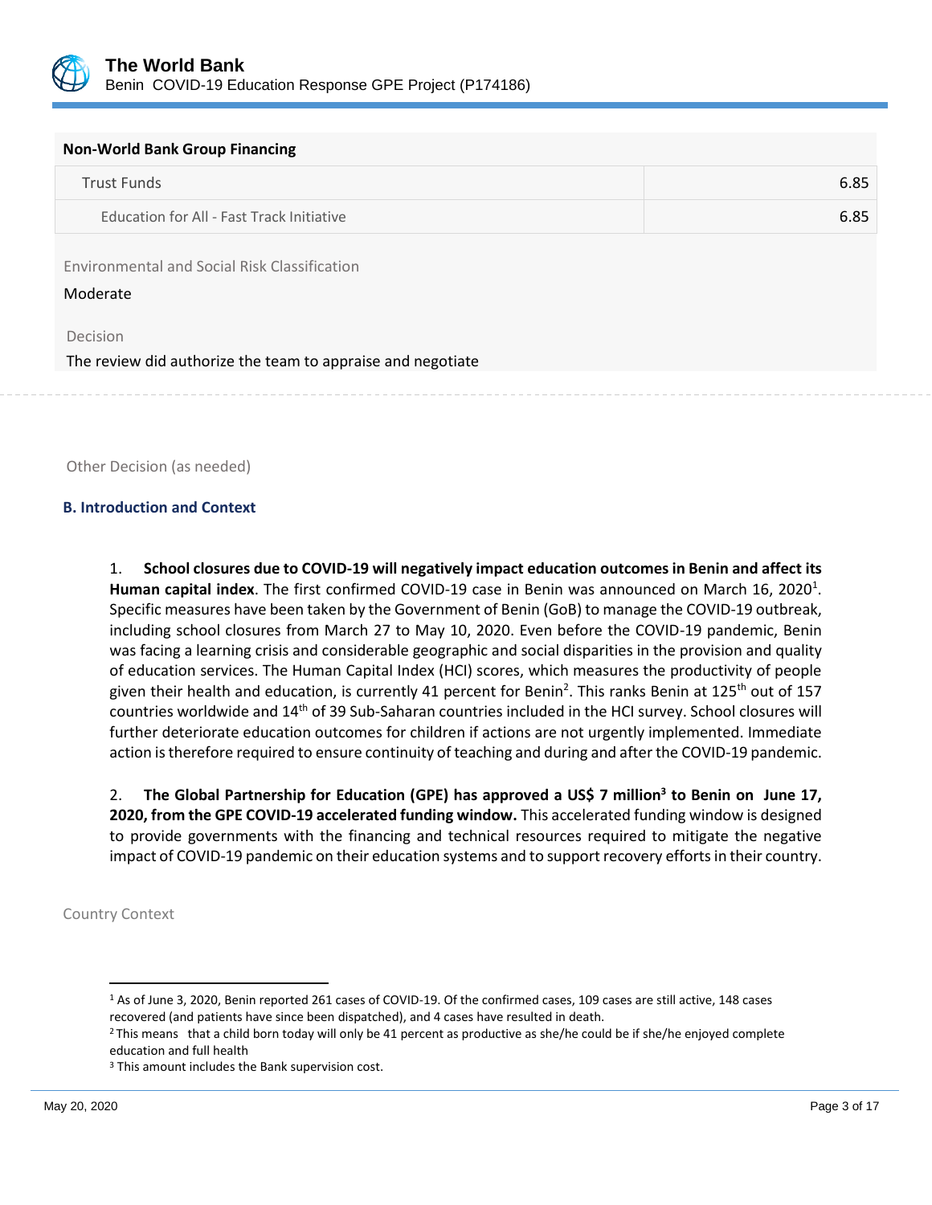**Non-World Bank Group Financing**

| | |
|---|---|
| Trust Funds | 6.85 |
| Education for All - Fast Track Initiative | 6.85 |

Environmental and Social Risk Classification

Moderate

Decision

The review did authorize the team to appraise and negotiate

Other Decision (as needed)

### B. Introduction and Context

1. **School closures due to COVID-19 will negatively impact education outcomes in Benin and affect its Human capital index**. The first confirmed COVID-19 case in Benin was announced on March 16, 2020[1]. Specific measures have been taken by the Government of Benin (GoB) to manage the COVID-19 outbreak, including school closures from March 27 to May 10, 2020. Even before the COVID-19 pandemic, Benin was facing a learning crisis and considerable geographic and social disparities in the provision and quality of education services. The Human Capital Index (HCI) scores, which measures the productivity of people given their health and education, is currently 41 percent for Benin[2]. This ranks Benin at 125th out of 157 countries worldwide and 14th of 39 Sub-Saharan countries included in the HCI survey. School closures will further deteriorate education outcomes for children if actions are not urgently implemented. Immediate action is therefore required to ensure continuity of teaching and during and after the COVID-19 pandemic.

2. **The Global Partnership for Education (GPE) has approved a US$ 7 million[3] to Benin on June 17, 2020, from the GPE COVID-19 accelerated funding window.** This accelerated funding window is designed to provide governments with the financing and technical resources required to mitigate the negative impact of COVID-19 pandemic on their education systems and to support recovery efforts in their country.

Country Context

---

[1] As of June 3, 2020, Benin reported 261 cases of COVID-19. Of the confirmed cases, 109 cases are still active, 148 cases recovered (and patients have since been dispatched), and 4 cases have resulted in death.

[2] This means that a child born today will only be 41 percent as productive as she/he could be if she/he enjoyed complete education and full health

[3] This amount includes the Bank supervision cost.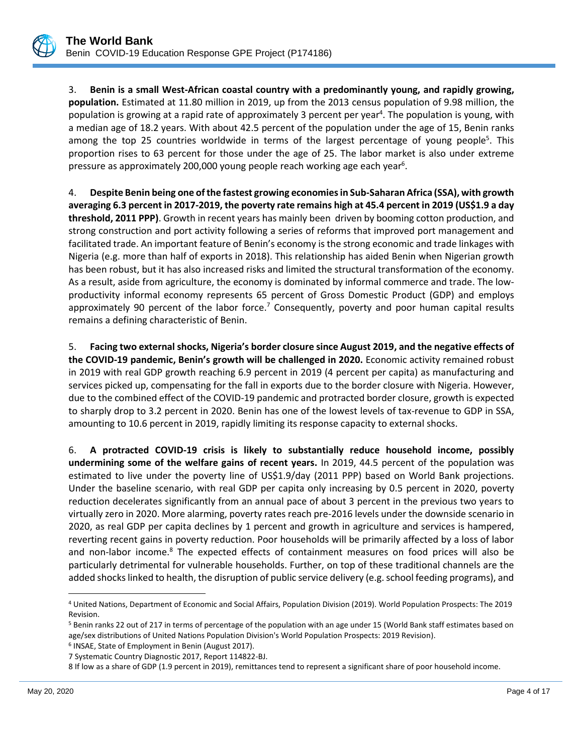3. **Benin is a small West-African coastal country with a predominantly young, and rapidly growing, population.** Estimated at 11.80 million in 2019, up from the 2013 census population of 9.98 million, the population is growing at a rapid rate of approximately 3 percent per year[4]. The population is young, with a median age of 18.2 years. With about 42.5 percent of the population under the age of 15, Benin ranks among the top 25 countries worldwide in terms of the largest percentage of young people[5]. This proportion rises to 63 percent for those under the age of 25. The labor market is also under extreme pressure as approximately 200,000 young people reach working age each year[6].

4. **Despite Benin being one of the fastest growing economies in Sub-Saharan Africa (SSA), with growth averaging 6.3 percent in 2017-2019, the poverty rate remains high at 45.4 percent in 2019 (US$1.9 a day threshold, 2011 PPP)**. Growth in recent years has mainly been driven by booming cotton production, and strong construction and port activity following a series of reforms that improved port management and facilitated trade. An important feature of Benin's economy is the strong economic and trade linkages with Nigeria (e.g. more than half of exports in 2018). This relationship has aided Benin when Nigerian growth has been robust, but it has also increased risks and limited the structural transformation of the economy. As a result, aside from agriculture, the economy is dominated by informal commerce and trade. The low-productivity informal economy represents 65 percent of Gross Domestic Product (GDP) and employs approximately 90 percent of the labor force.[7] Consequently, poverty and poor human capital results remains a defining characteristic of Benin.

5. **Facing two external shocks, Nigeria's border closure since August 2019, and the negative effects of the COVID-19 pandemic, Benin's growth will be challenged in 2020.** Economic activity remained robust in 2019 with real GDP growth reaching 6.9 percent in 2019 (4 percent per capita) as manufacturing and services picked up, compensating for the fall in exports due to the border closure with Nigeria. However, due to the combined effect of the COVID-19 pandemic and protracted border closure, growth is expected to sharply drop to 3.2 percent in 2020. Benin has one of the lowest levels of tax-revenue to GDP in SSA, amounting to 10.6 percent in 2019, rapidly limiting its response capacity to external shocks.

6. **A protracted COVID-19 crisis is likely to substantially reduce household income, possibly undermining some of the welfare gains of recent years.** In 2019, 44.5 percent of the population was estimated to live under the poverty line of US$1.9/day (2011 PPP) based on World Bank projections. Under the baseline scenario, with real GDP per capita only increasing by 0.5 percent in 2020, poverty reduction decelerates significantly from an annual pace of about 3 percent in the previous two years to virtually zero in 2020. More alarming, poverty rates reach pre-2016 levels under the downside scenario in 2020, as real GDP per capita declines by 1 percent and growth in agriculture and services is hampered, reverting recent gains in poverty reduction. Poor households will be primarily affected by a loss of labor and non-labor income.[8] The expected effects of containment measures on food prices will also be particularly detrimental for vulnerable households. Further, on top of these traditional channels are the added shocks linked to health, the disruption of public service delivery (e.g. school feeding programs), and

---

[4] United Nations, Department of Economic and Social Affairs, Population Division (2019). World Population Prospects: The 2019 Revision.

[5] Benin ranks 22 out of 217 in terms of percentage of the population with an age under 15 (World Bank staff estimates based on age/sex distributions of United Nations Population Division's World Population Prospects: 2019 Revision).

[6] INSAE, State of Employment in Benin (August 2017).

7 Systematic Country Diagnostic 2017, Report 114822-BJ.

8 If low as a share of GDP (1.9 percent in 2019), remittances tend to represent a significant share of poor household income.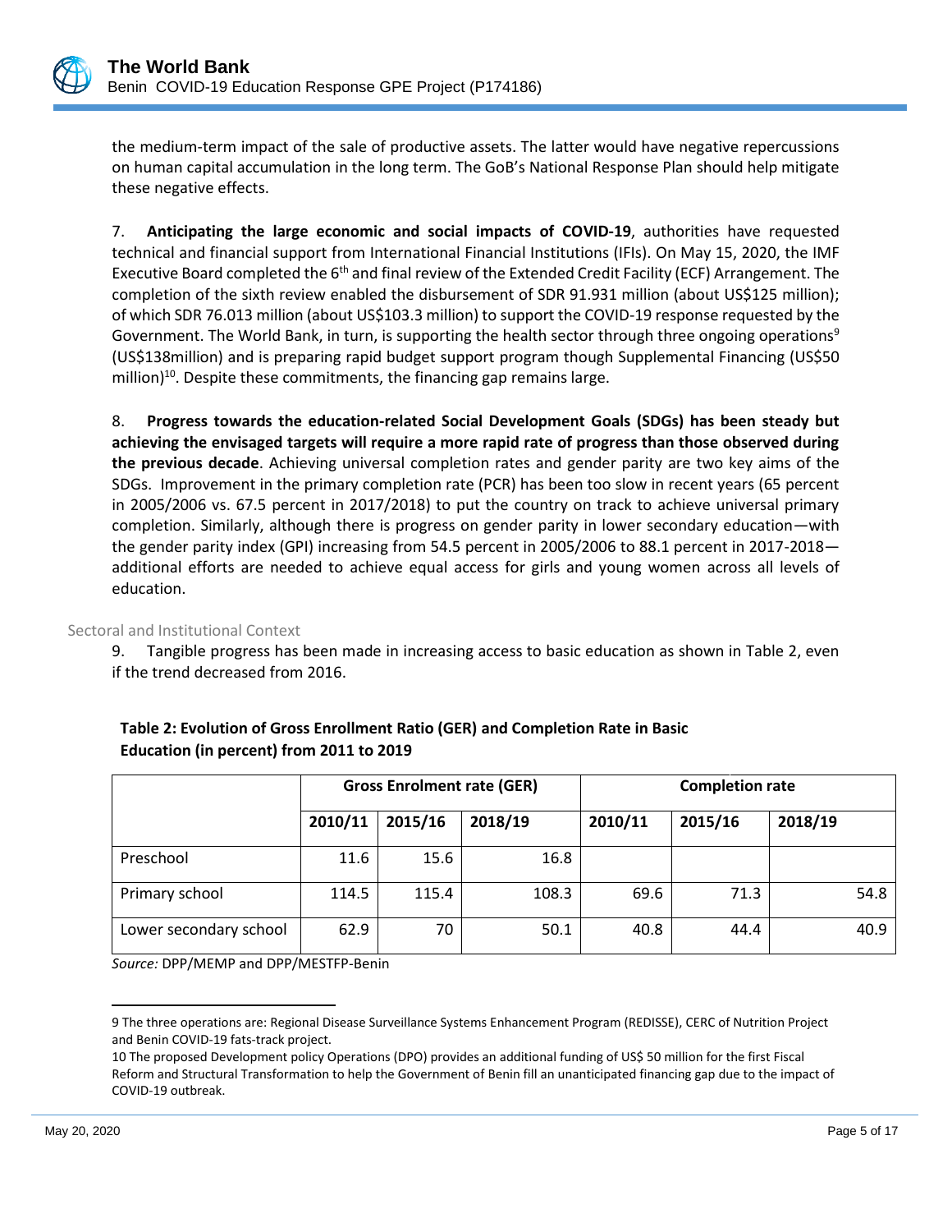the medium-term impact of the sale of productive assets. The latter would have negative repercussions on human capital accumulation in the long term. The GoB's National Response Plan should help mitigate these negative effects.

7. **Anticipating the large economic and social impacts of COVID-19**, authorities have requested technical and financial support from International Financial Institutions (IFIs). On May 15, 2020, the IMF Executive Board completed the 6th and final review of the Extended Credit Facility (ECF) Arrangement. The completion of the sixth review enabled the disbursement of SDR 91.931 million (about US$125 million); of which SDR 76.013 million (about US$103.3 million) to support the COVID-19 response requested by the Government. The World Bank, in turn, is supporting the health sector through three ongoing operations[9] (US$138million) and is preparing rapid budget support program though Supplemental Financing (US$50 million)[10]. Despite these commitments, the financing gap remains large.

8. **Progress towards the education-related Social Development Goals (SDGs) has been steady but achieving the envisaged targets will require a more rapid rate of progress than those observed during the previous decade**. Achieving universal completion rates and gender parity are two key aims of the SDGs. Improvement in the primary completion rate (PCR) has been too slow in recent years (65 percent in 2005/2006 vs. 67.5 percent in 2017/2018) to put the country on track to achieve universal primary completion. Similarly, although there is progress on gender parity in lower secondary education—with the gender parity index (GPI) increasing from 54.5 percent in 2005/2006 to 88.1 percent in 2017-2018—additional efforts are needed to achieve equal access for girls and young women across all levels of education.

## Sectoral and Institutional Context

9. Tangible progress has been made in increasing access to basic education as shown in Table 2, even if the trend decreased from 2016.

**Table 2: Evolution of Gross Enrollment Ratio (GER) and Completion Rate in Basic Education (in percent) from 2011 to 2019**

| | Gross Enrolment rate (GER) | | | Completion rate | | |
|---|---|---|---|---|---|---|
| | 2010/11 | 2015/16 | 2018/19 | 2010/11 | 2015/16 | 2018/19 |
| Preschool | 11.6 | 15.6 | 16.8 | | | |
| Primary school | 114.5 | 115.4 | 108.3 | 69.6 | 71.3 | 54.8 |
| Lower secondary school | 62.9 | 70 | 50.1 | 40.8 | 44.4 | 40.9 |

*Source:* DPP/MEMP and DPP/MESTFP-Benin

---

9 The three operations are: Regional Disease Surveillance Systems Enhancement Program (REDISSE), CERC of Nutrition Project and Benin COVID-19 fats-track project.

10 The proposed Development policy Operations (DPO) provides an additional funding of US$ 50 million for the first Fiscal Reform and Structural Transformation to help the Government of Benin fill an unanticipated financing gap due to the impact of COVID-19 outbreak.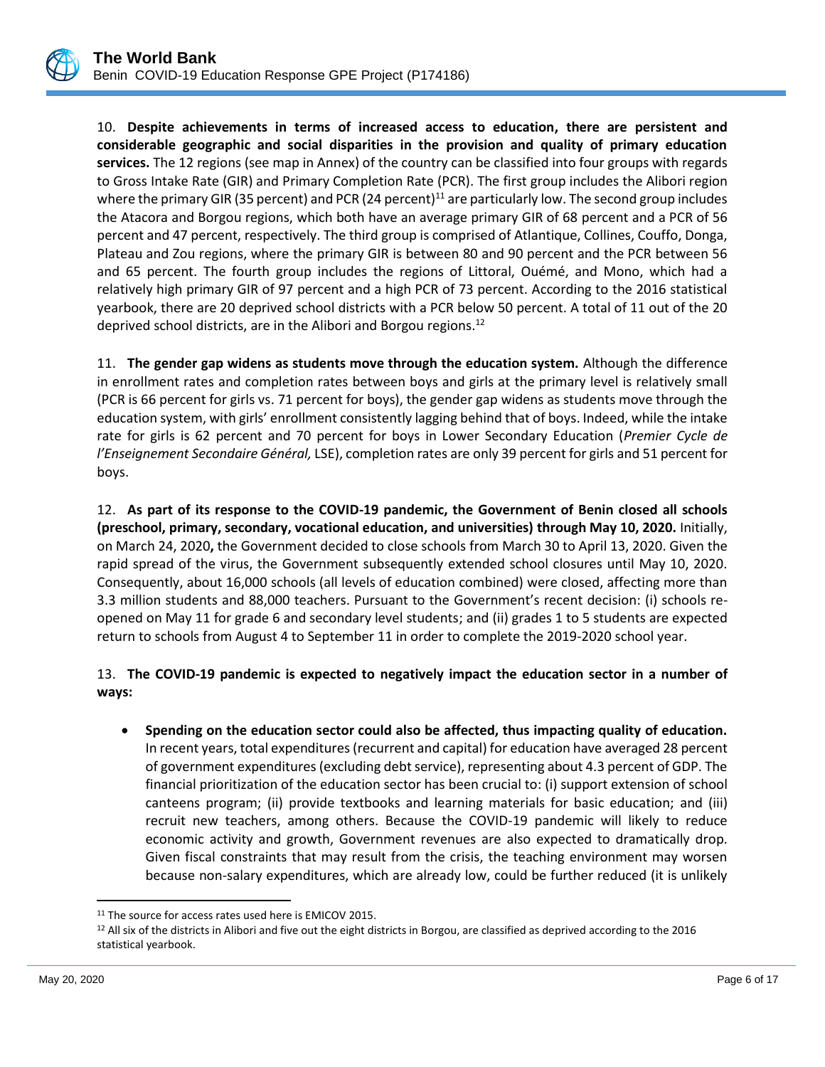10. **Despite achievements in terms of increased access to education, there are persistent and considerable geographic and social disparities in the provision and quality of primary education services.** The 12 regions (see map in Annex) of the country can be classified into four groups with regards to Gross Intake Rate (GIR) and Primary Completion Rate (PCR). The first group includes the Alibori region where the primary GIR (35 percent) and PCR (24 percent)[11] are particularly low. The second group includes the Atacora and Borgou regions, which both have an average primary GIR of 68 percent and a PCR of 56 percent and 47 percent, respectively. The third group is comprised of Atlantique, Collines, Couffo, Donga, Plateau and Zou regions, where the primary GIR is between 80 and 90 percent and the PCR between 56 and 65 percent. The fourth group includes the regions of Littoral, Ouémé, and Mono, which had a relatively high primary GIR of 97 percent and a high PCR of 73 percent. According to the 2016 statistical yearbook, there are 20 deprived school districts with a PCR below 50 percent. A total of 11 out of the 20 deprived school districts, are in the Alibori and Borgou regions.[12]

11. **The gender gap widens as students move through the education system.** Although the difference in enrollment rates and completion rates between boys and girls at the primary level is relatively small (PCR is 66 percent for girls vs. 71 percent for boys), the gender gap widens as students move through the education system, with girls' enrollment consistently lagging behind that of boys. Indeed, while the intake rate for girls is 62 percent and 70 percent for boys in Lower Secondary Education (*Premier Cycle de l'Enseignement Secondaire Général,* LSE), completion rates are only 39 percent for girls and 51 percent for boys.

12. **As part of its response to the COVID-19 pandemic, the Government of Benin closed all schools (preschool, primary, secondary, vocational education, and universities) through May 10, 2020.** Initially, on March 24, 2020**,** the Government decided to close schools from March 30 to April 13, 2020. Given the rapid spread of the virus, the Government subsequently extended school closures until May 10, 2020. Consequently, about 16,000 schools (all levels of education combined) were closed, affecting more than 3.3 million students and 88,000 teachers. Pursuant to the Government's recent decision: (i) schools re-opened on May 11 for grade 6 and secondary level students; and (ii) grades 1 to 5 students are expected return to schools from August 4 to September 11 in order to complete the 2019-2020 school year.

13. **The COVID-19 pandemic is expected to negatively impact the education sector in a number of ways:**

- **Spending on the education sector could also be affected, thus impacting quality of education.** In recent years, total expenditures (recurrent and capital) for education have averaged 28 percent of government expenditures (excluding debt service), representing about 4.3 percent of GDP. The financial prioritization of the education sector has been crucial to: (i) support extension of school canteens program; (ii) provide textbooks and learning materials for basic education; and (iii) recruit new teachers, among others. Because the COVID-19 pandemic will likely to reduce economic activity and growth, Government revenues are also expected to dramatically drop. Given fiscal constraints that may result from the crisis, the teaching environment may worsen because non-salary expenditures, which are already low, could be further reduced (it is unlikely

---

[11] The source for access rates used here is EMICOV 2015.

[12] All six of the districts in Alibori and five out the eight districts in Borgou, are classified as deprived according to the 2016 statistical yearbook.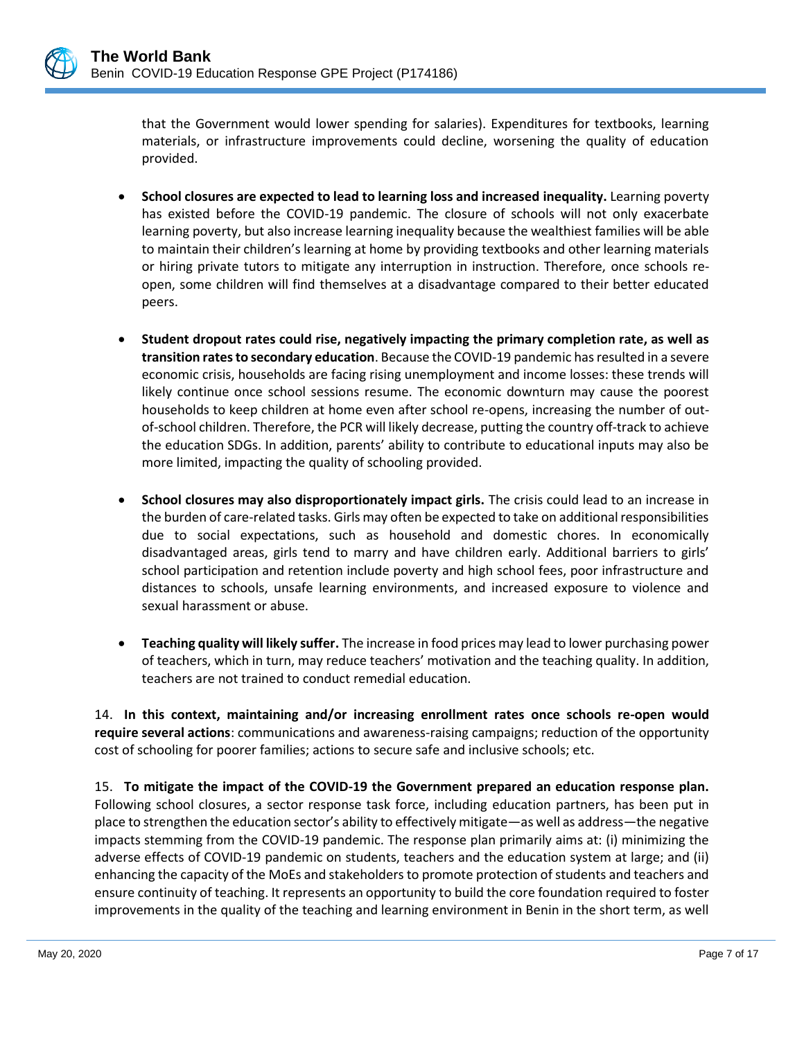that the Government would lower spending for salaries). Expenditures for textbooks, learning materials, or infrastructure improvements could decline, worsening the quality of education provided.

- **School closures are expected to lead to learning loss and increased inequality.** Learning poverty has existed before the COVID-19 pandemic. The closure of schools will not only exacerbate learning poverty, but also increase learning inequality because the wealthiest families will be able to maintain their children's learning at home by providing textbooks and other learning materials or hiring private tutors to mitigate any interruption in instruction. Therefore, once schools re-open, some children will find themselves at a disadvantage compared to their better educated peers.

- **Student dropout rates could rise, negatively impacting the primary completion rate, as well as transition rates to secondary education**. Because the COVID-19 pandemic has resulted in a severe economic crisis, households are facing rising unemployment and income losses: these trends will likely continue once school sessions resume. The economic downturn may cause the poorest households to keep children at home even after school re-opens, increasing the number of out-of-school children. Therefore, the PCR will likely decrease, putting the country off-track to achieve the education SDGs. In addition, parents' ability to contribute to educational inputs may also be more limited, impacting the quality of schooling provided.

- **School closures may also disproportionately impact girls.** The crisis could lead to an increase in the burden of care-related tasks. Girls may often be expected to take on additional responsibilities due to social expectations, such as household and domestic chores. In economically disadvantaged areas, girls tend to marry and have children early. Additional barriers to girls' school participation and retention include poverty and high school fees, poor infrastructure and distances to schools, unsafe learning environments, and increased exposure to violence and sexual harassment or abuse.

- **Teaching quality will likely suffer.** The increase in food prices may lead to lower purchasing power of teachers, which in turn, may reduce teachers' motivation and the teaching quality. In addition, teachers are not trained to conduct remedial education.

14. **In this context, maintaining and/or increasing enrollment rates once schools re-open would require several actions**: communications and awareness-raising campaigns; reduction of the opportunity cost of schooling for poorer families; actions to secure safe and inclusive schools; etc.

15. **To mitigate the impact of the COVID-19 the Government prepared an education response plan.** Following school closures, a sector response task force, including education partners, has been put in place to strengthen the education sector's ability to effectively mitigate—as well as address—the negative impacts stemming from the COVID-19 pandemic. The response plan primarily aims at: (i) minimizing the adverse effects of COVID-19 pandemic on students, teachers and the education system at large; and (ii) enhancing the capacity of the MoEs and stakeholders to promote protection of students and teachers and ensure continuity of teaching. It represents an opportunity to build the core foundation required to foster improvements in the quality of the teaching and learning environment in Benin in the short term, as well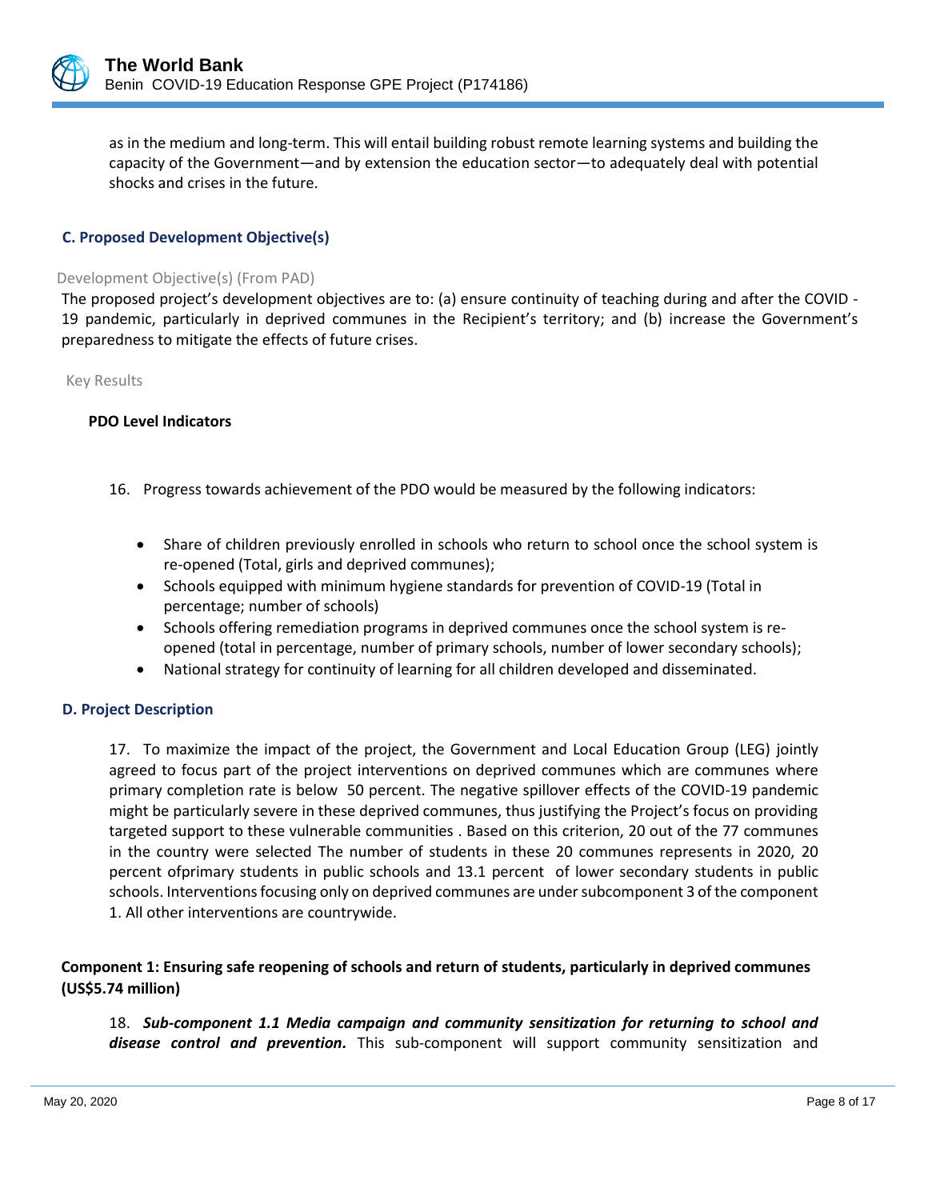as in the medium and long-term. This will entail building robust remote learning systems and building the capacity of the Government—and by extension the education sector—to adequately deal with potential shocks and crises in the future.

### C. Proposed Development Objective(s)

Development Objective(s) (From PAD)

The proposed project's development objectives are to: (a) ensure continuity of teaching during and after the COVID-19 pandemic, particularly in deprived communes in the Recipient's territory; and (b) increase the Government's preparedness to mitigate the effects of future crises.

Key Results

**PDO Level Indicators**

16. Progress towards achievement of the PDO would be measured by the following indicators:

- Share of children previously enrolled in schools who return to school once the school system is re-opened (Total, girls and deprived communes);
- Schools equipped with minimum hygiene standards for prevention of COVID-19 (Total in percentage; number of schools)
- Schools offering remediation programs in deprived communes once the school system is re-opened (total in percentage, number of primary schools, number of lower secondary schools);
- National strategy for continuity of learning for all children developed and disseminated.

### D. Project Description

17. To maximize the impact of the project, the Government and Local Education Group (LEG) jointly agreed to focus part of the project interventions on deprived communes which are communes where primary completion rate is below 50 percent. The negative spillover effects of the COVID-19 pandemic might be particularly severe in these deprived communes, thus justifying the Project's focus on providing targeted support to these vulnerable communities . Based on this criterion, 20 out of the 77 communes in the country were selected The number of students in these 20 communes represents in 2020, 20 percent ofprimary students in public schools and 13.1 percent of lower secondary students in public schools. Interventions focusing only on deprived communes are under subcomponent 3 of the component 1. All other interventions are countrywide.

**Component 1: Ensuring safe reopening of schools and return of students, particularly in deprived communes (US$5.74 million)**

18. ***Sub-component 1.1 Media campaign and community sensitization for returning to school and disease control and prevention.*** This sub-component will support community sensitization and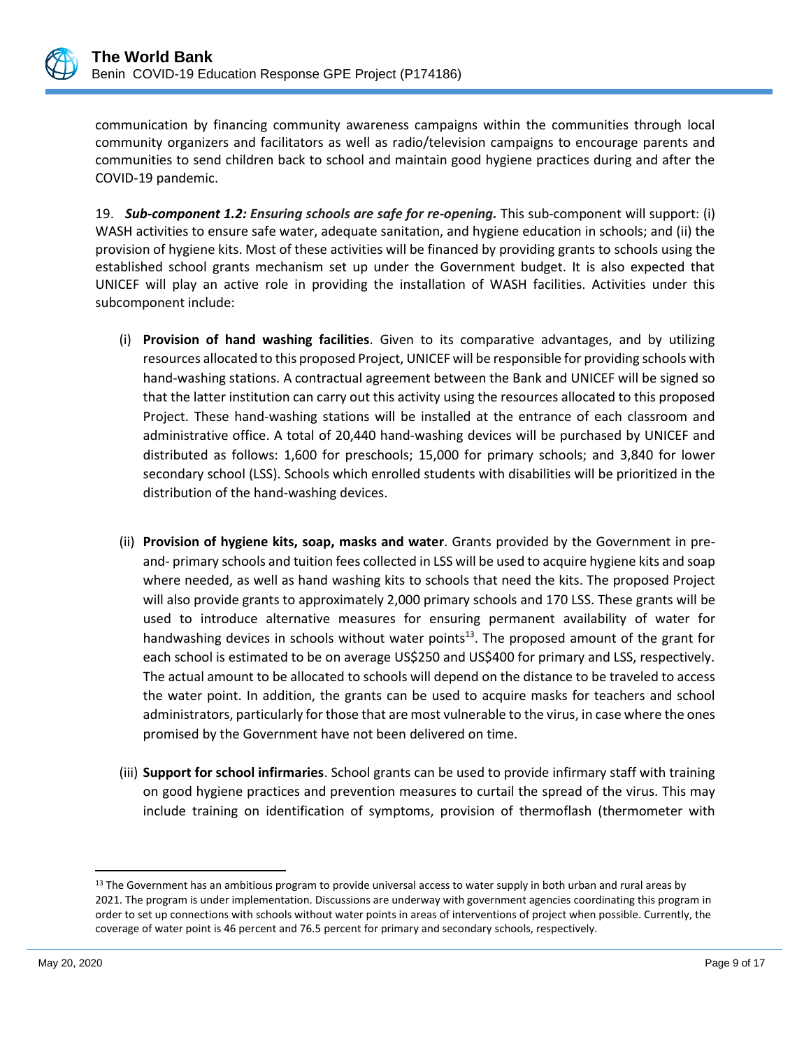communication by financing community awareness campaigns within the communities through local community organizers and facilitators as well as radio/television campaigns to encourage parents and communities to send children back to school and maintain good hygiene practices during and after the COVID-19 pandemic.

19. ***Sub-component 1.2: Ensuring schools are safe for re-opening.*** This sub-component will support: (i) WASH activities to ensure safe water, adequate sanitation, and hygiene education in schools; and (ii) the provision of hygiene kits. Most of these activities will be financed by providing grants to schools using the established school grants mechanism set up under the Government budget. It is also expected that UNICEF will play an active role in providing the installation of WASH facilities. Activities under this subcomponent include:

(i) **Provision of hand washing facilities**. Given to its comparative advantages, and by utilizing resources allocated to this proposed Project, UNICEF will be responsible for providing schools with hand-washing stations. A contractual agreement between the Bank and UNICEF will be signed so that the latter institution can carry out this activity using the resources allocated to this proposed Project. These hand-washing stations will be installed at the entrance of each classroom and administrative office. A total of 20,440 hand-washing devices will be purchased by UNICEF and distributed as follows: 1,600 for preschools; 15,000 for primary schools; and 3,840 for lower secondary school (LSS). Schools which enrolled students with disabilities will be prioritized in the distribution of the hand-washing devices.

(ii) **Provision of hygiene kits, soap, masks and water**. Grants provided by the Government in pre- and- primary schools and tuition fees collected in LSS will be used to acquire hygiene kits and soap where needed, as well as hand washing kits to schools that need the kits. The proposed Project will also provide grants to approximately 2,000 primary schools and 170 LSS. These grants will be used to introduce alternative measures for ensuring permanent availability of water for handwashing devices in schools without water points[13]. The proposed amount of the grant for each school is estimated to be on average US$250 and US$400 for primary and LSS, respectively. The actual amount to be allocated to schools will depend on the distance to be traveled to access the water point. In addition, the grants can be used to acquire masks for teachers and school administrators, particularly for those that are most vulnerable to the virus, in case where the ones promised by the Government have not been delivered on time.

(iii) **Support for school infirmaries**. School grants can be used to provide infirmary staff with training on good hygiene practices and prevention measures to curtail the spread of the virus. This may include training on identification of symptoms, provision of thermoflash (thermometer with

---

[13] The Government has an ambitious program to provide universal access to water supply in both urban and rural areas by 2021. The program is under implementation. Discussions are underway with government agencies coordinating this program in order to set up connections with schools without water points in areas of interventions of project when possible. Currently, the coverage of water point is 46 percent and 76.5 percent for primary and secondary schools, respectively.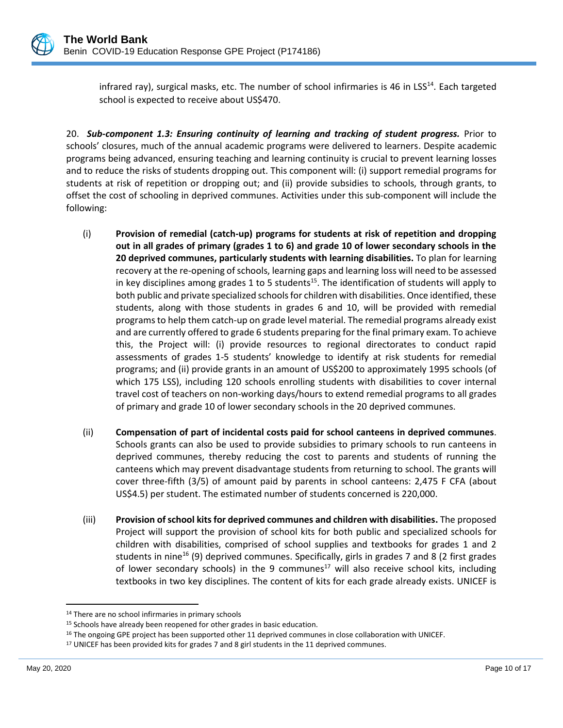infrared ray), surgical masks, etc. The number of school infirmaries is 46 in LSS[14]. Each targeted school is expected to receive about US$470.

20. ***Sub-component 1.3: Ensuring continuity of learning and tracking of student progress.*** Prior to schools' closures, much of the annual academic programs were delivered to learners. Despite academic programs being advanced, ensuring teaching and learning continuity is crucial to prevent learning losses and to reduce the risks of students dropping out. This component will: (i) support remedial programs for students at risk of repetition or dropping out; and (ii) provide subsidies to schools, through grants, to offset the cost of schooling in deprived communes. Activities under this sub-component will include the following:

(i) **Provision of remedial (catch-up) programs for students at risk of repetition and dropping out in all grades of primary (grades 1 to 6) and grade 10 of lower secondary schools in the 20 deprived communes, particularly students with learning disabilities.** To plan for learning recovery at the re-opening of schools, learning gaps and learning loss will need to be assessed in key disciplines among grades 1 to 5 students[15]. The identification of students will apply to both public and private specialized schools for children with disabilities. Once identified, these students, along with those students in grades 6 and 10, will be provided with remedial programs to help them catch-up on grade level material. The remedial programs already exist and are currently offered to grade 6 students preparing for the final primary exam. To achieve this, the Project will: (i) provide resources to regional directorates to conduct rapid assessments of grades 1-5 students' knowledge to identify at risk students for remedial programs; and (ii) provide grants in an amount of US$200 to approximately 1995 schools (of which 175 LSS), including 120 schools enrolling students with disabilities to cover internal travel cost of teachers on non-working days/hours to extend remedial programs to all grades of primary and grade 10 of lower secondary schools in the 20 deprived communes.

(ii) **Compensation of part of incidental costs paid for school canteens in deprived communes**. Schools grants can also be used to provide subsidies to primary schools to run canteens in deprived communes, thereby reducing the cost to parents and students of running the canteens which may prevent disadvantage students from returning to school. The grants will cover three-fifth (3/5) of amount paid by parents in school canteens: 2,475 F CFA (about US$4.5) per student. The estimated number of students concerned is 220,000.

(iii) **Provision of school kits for deprived communes and children with disabilities.** The proposed Project will support the provision of school kits for both public and specialized schools for children with disabilities, comprised of school supplies and textbooks for grades 1 and 2 students in nine[16] (9) deprived communes. Specifically, girls in grades 7 and 8 (2 first grades of lower secondary schools) in the 9 communes[17] will also receive school kits, including textbooks in two key disciplines. The content of kits for each grade already exists. UNICEF is

---

[14] There are no school infirmaries in primary schools

[15] Schools have already been reopened for other grades in basic education.

[16] The ongoing GPE project has been supported other 11 deprived communes in close collaboration with UNICEF.

[17] UNICEF has been provided kits for grades 7 and 8 girl students in the 11 deprived communes.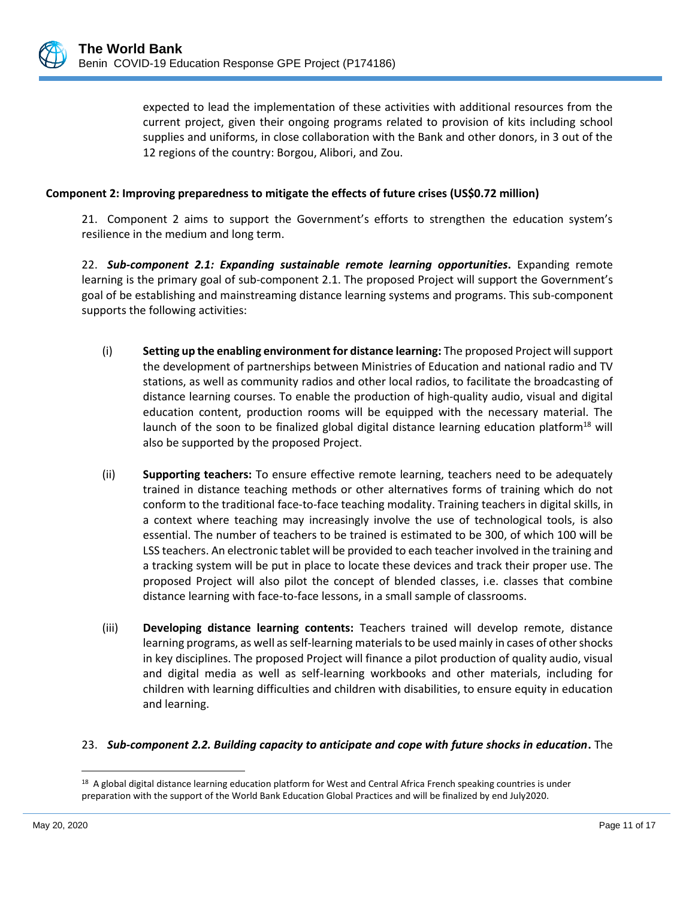expected to lead the implementation of these activities with additional resources from the current project, given their ongoing programs related to provision of kits including school supplies and uniforms, in close collaboration with the Bank and other donors, in 3 out of the 12 regions of the country: Borgou, Alibori, and Zou.

**Component 2: Improving preparedness to mitigate the effects of future crises (US$0.72 million)**

21. Component 2 aims to support the Government's efforts to strengthen the education system's resilience in the medium and long term.

22. ***Sub-component 2.1: Expanding sustainable remote learning opportunities***. Expanding remote learning is the primary goal of sub-component 2.1. The proposed Project will support the Government's goal of be establishing and mainstreaming distance learning systems and programs. This sub-component supports the following activities:

(i) **Setting up the enabling environment for distance learning:** The proposed Project will support the development of partnerships between Ministries of Education and national radio and TV stations, as well as community radios and other local radios, to facilitate the broadcasting of distance learning courses. To enable the production of high-quality audio, visual and digital education content, production rooms will be equipped with the necessary material. The launch of the soon to be finalized global digital distance learning education platform[18] will also be supported by the proposed Project.

(ii) **Supporting teachers:** To ensure effective remote learning, teachers need to be adequately trained in distance teaching methods or other alternatives forms of training which do not conform to the traditional face-to-face teaching modality. Training teachers in digital skills, in a context where teaching may increasingly involve the use of technological tools, is also essential. The number of teachers to be trained is estimated to be 300, of which 100 will be LSS teachers. An electronic tablet will be provided to each teacher involved in the training and a tracking system will be put in place to locate these devices and track their proper use. The proposed Project will also pilot the concept of blended classes, i.e. classes that combine distance learning with face-to-face lessons, in a small sample of classrooms.

(iii) **Developing distance learning contents:** Teachers trained will develop remote, distance learning programs, as well as self-learning materials to be used mainly in cases of other shocks in key disciplines. The proposed Project will finance a pilot production of quality audio, visual and digital media as well as self-learning workbooks and other materials, including for children with learning difficulties and children with disabilities, to ensure equity in education and learning.

23. ***Sub-component 2.2. Building capacity to anticipate and cope with future shocks in education***. The

[18] A global digital distance learning education platform for West and Central Africa French speaking countries is under preparation with the support of the World Bank Education Global Practices and will be finalized by end July2020.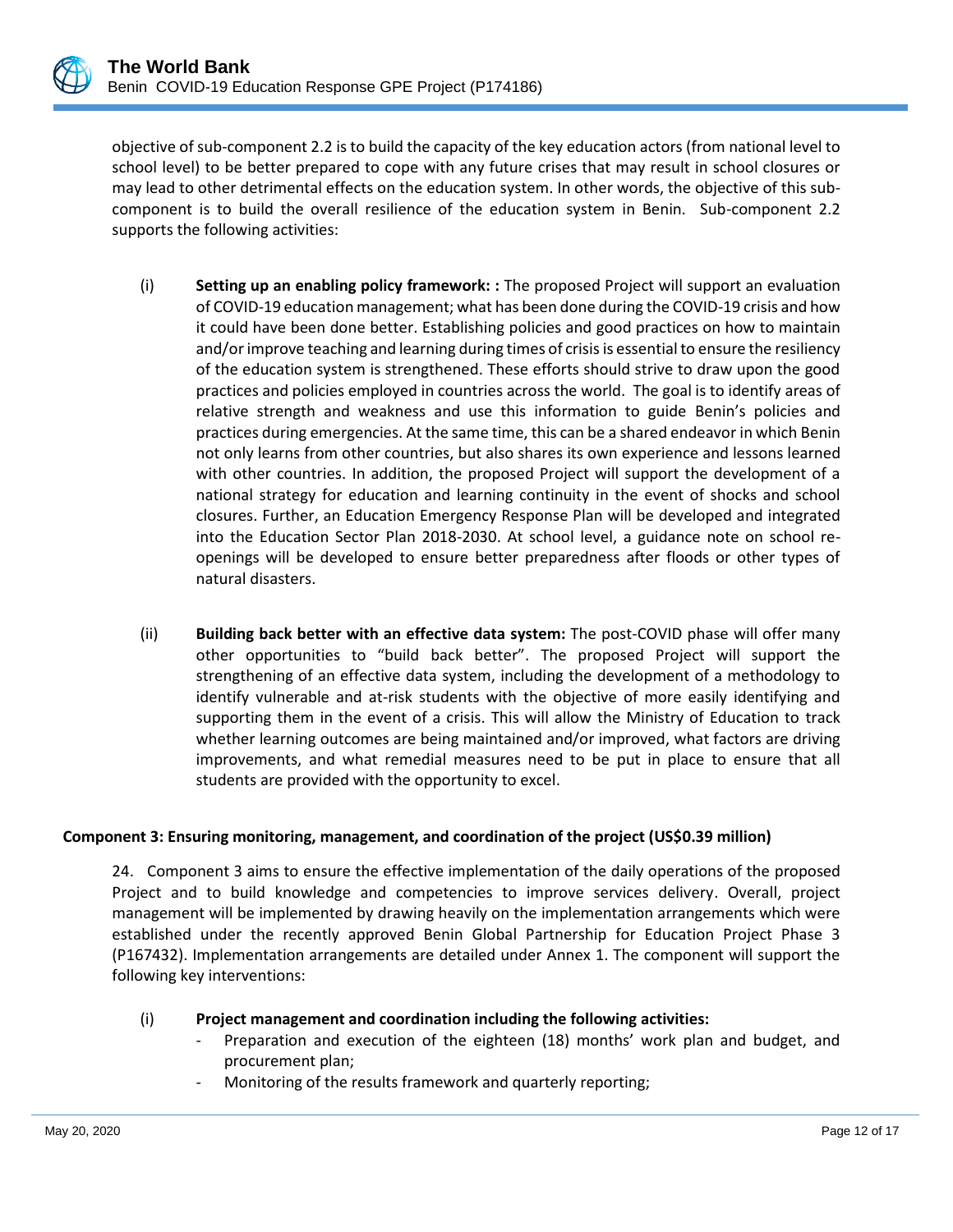objective of sub-component 2.2 is to build the capacity of the key education actors (from national level to school level) to be better prepared to cope with any future crises that may result in school closures or may lead to other detrimental effects on the education system. In other words, the objective of this sub-component is to build the overall resilience of the education system in Benin. Sub-component 2.2 supports the following activities:

(i) **Setting up an enabling policy framework: :** The proposed Project will support an evaluation of COVID-19 education management; what has been done during the COVID-19 crisis and how it could have been done better. Establishing policies and good practices on how to maintain and/or improve teaching and learning during times of crisis is essential to ensure the resiliency of the education system is strengthened. These efforts should strive to draw upon the good practices and policies employed in countries across the world. The goal is to identify areas of relative strength and weakness and use this information to guide Benin's policies and practices during emergencies. At the same time, this can be a shared endeavor in which Benin not only learns from other countries, but also shares its own experience and lessons learned with other countries. In addition, the proposed Project will support the development of a national strategy for education and learning continuity in the event of shocks and school closures. Further, an Education Emergency Response Plan will be developed and integrated into the Education Sector Plan 2018-2030. At school level, a guidance note on school re-openings will be developed to ensure better preparedness after floods or other types of natural disasters.

(ii) **Building back better with an effective data system:** The post-COVID phase will offer many other opportunities to "build back better". The proposed Project will support the strengthening of an effective data system, including the development of a methodology to identify vulnerable and at-risk students with the objective of more easily identifying and supporting them in the event of a crisis. This will allow the Ministry of Education to track whether learning outcomes are being maintained and/or improved, what factors are driving improvements, and what remedial measures need to be put in place to ensure that all students are provided with the opportunity to excel.

**Component 3: Ensuring monitoring, management, and coordination of the project (US$0.39 million)**

24. Component 3 aims to ensure the effective implementation of the daily operations of the proposed Project and to build knowledge and competencies to improve services delivery. Overall, project management will be implemented by drawing heavily on the implementation arrangements which were established under the recently approved Benin Global Partnership for Education Project Phase 3 (P167432). Implementation arrangements are detailed under Annex 1. The component will support the following key interventions:

(i) **Project management and coordination including the following activities:**
   - Preparation and execution of the eighteen (18) months' work plan and budget, and procurement plan;
   - Monitoring of the results framework and quarterly reporting;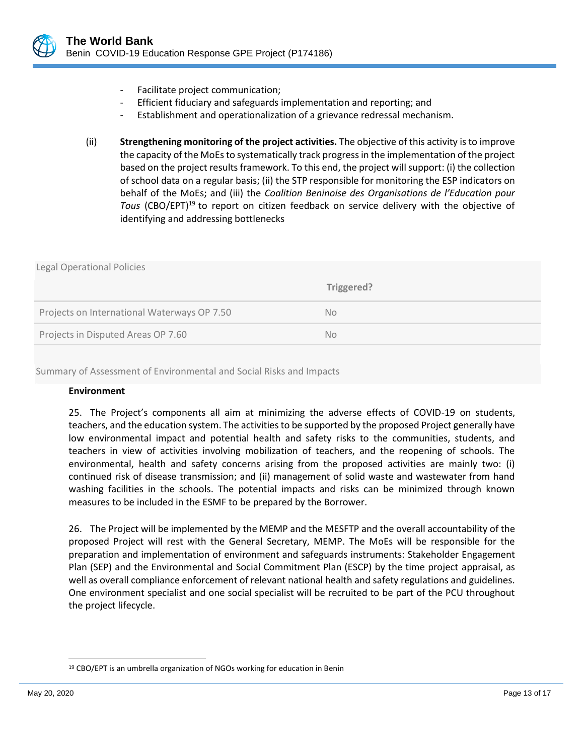- Facilitate project communication;
- Efficient fiduciary and safeguards implementation and reporting; and
- Establishment and operationalization of a grievance redressal mechanism.

(ii) **Strengthening monitoring of the project activities.** The objective of this activity is to improve the capacity of the MoEs to systematically track progress in the implementation of the project based on the project results framework. To this end, the project will support: (i) the collection of school data on a regular basis; (ii) the STP responsible for monitoring the ESP indicators on behalf of the MoEs; and (iii) the *Coalition Beninoise des Organisations de l'Education pour Tous* (CBO/EPT)[19] to report on citizen feedback on service delivery with the objective of identifying and addressing bottlenecks

Legal Operational Policies

| | Triggered? |
|---|---|
| Projects on International Waterways OP 7.50 | No |
| Projects in Disputed Areas OP 7.60 | No |

Summary of Assessment of Environmental and Social Risks and Impacts

**Environment**

25. The Project's components all aim at minimizing the adverse effects of COVID-19 on students, teachers, and the education system. The activities to be supported by the proposed Project generally have low environmental impact and potential health and safety risks to the communities, students, and teachers in view of activities involving mobilization of teachers, and the reopening of schools. The environmental, health and safety concerns arising from the proposed activities are mainly two: (i) continued risk of disease transmission; and (ii) management of solid waste and wastewater from hand washing facilities in the schools. The potential impacts and risks can be minimized through known measures to be included in the ESMF to be prepared by the Borrower.

26. The Project will be implemented by the MEMP and the MESFTP and the overall accountability of the proposed Project will rest with the General Secretary, MEMP. The MoEs will be responsible for the preparation and implementation of environment and safeguards instruments: Stakeholder Engagement Plan (SEP) and the Environmental and Social Commitment Plan (ESCP) by the time project appraisal, as well as overall compliance enforcement of relevant national health and safety regulations and guidelines. One environment specialist and one social specialist will be recruited to be part of the PCU throughout the project lifecycle.

[19] CBO/EPT is an umbrella organization of NGOs working for education in Benin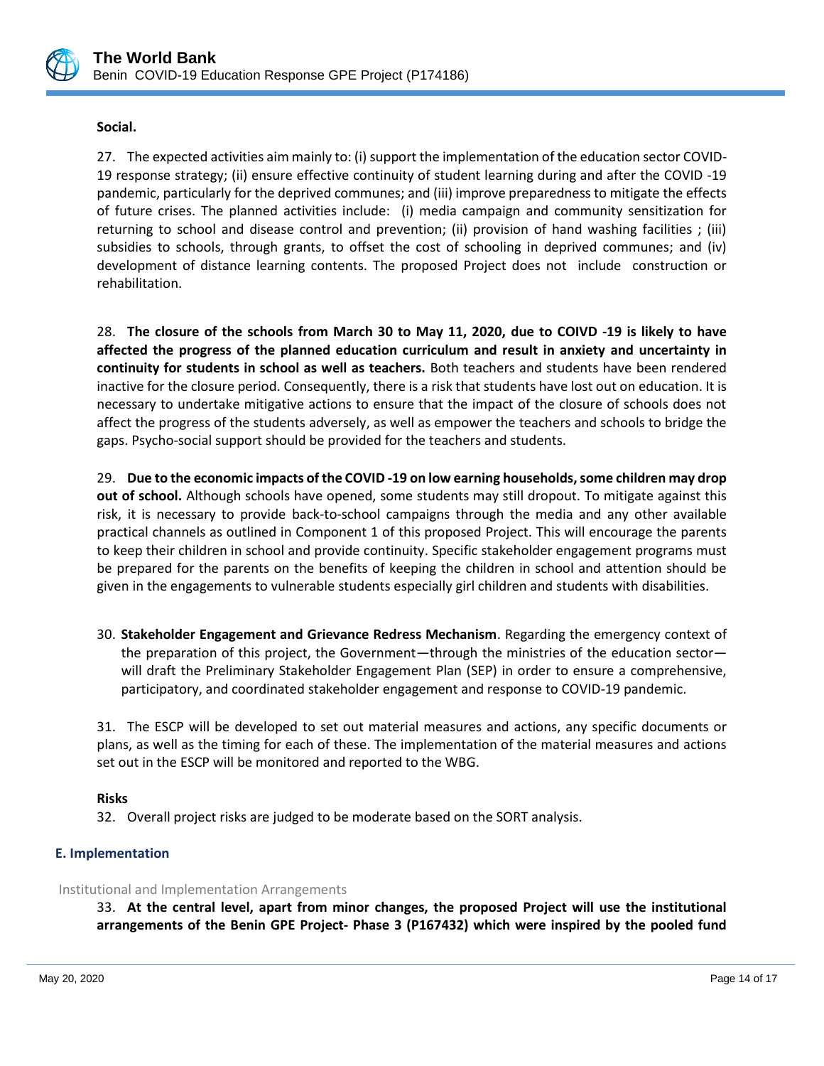**Social.**

27. The expected activities aim mainly to: (i) support the implementation of the education sector COVID-19 response strategy; (ii) ensure effective continuity of student learning during and after the COVID -19 pandemic, particularly for the deprived communes; and (iii) improve preparedness to mitigate the effects of future crises. The planned activities include: (i) media campaign and community sensitization for returning to school and disease control and prevention; (ii) provision of hand washing facilities ; (iii) subsidies to schools, through grants, to offset the cost of schooling in deprived communes; and (iv) development of distance learning contents. The proposed Project does not include construction or rehabilitation.

28. **The closure of the schools from March 30 to May 11, 2020, due to COIVD -19 is likely to have affected the progress of the planned education curriculum and result in anxiety and uncertainty in continuity for students in school as well as teachers.** Both teachers and students have been rendered inactive for the closure period. Consequently, there is a risk that students have lost out on education. It is necessary to undertake mitigative actions to ensure that the impact of the closure of schools does not affect the progress of the students adversely, as well as empower the teachers and schools to bridge the gaps. Psycho-social support should be provided for the teachers and students.

29. **Due to the economic impacts of the COVID -19 on low earning households, some children may drop out of school.** Although schools have opened, some students may still dropout. To mitigate against this risk, it is necessary to provide back-to-school campaigns through the media and any other available practical channels as outlined in Component 1 of this proposed Project. This will encourage the parents to keep their children in school and provide continuity. Specific stakeholder engagement programs must be prepared for the parents on the benefits of keeping the children in school and attention should be given in the engagements to vulnerable students especially girl children and students with disabilities.

30. **Stakeholder Engagement and Grievance Redress Mechanism**. Regarding the emergency context of the preparation of this project, the Government—through the ministries of the education sector—will draft the Preliminary Stakeholder Engagement Plan (SEP) in order to ensure a comprehensive, participatory, and coordinated stakeholder engagement and response to COVID-19 pandemic.

31. The ESCP will be developed to set out material measures and actions, any specific documents or plans, as well as the timing for each of these. The implementation of the material measures and actions set out in the ESCP will be monitored and reported to the WBG.

**Risks**

32. Overall project risks are judged to be moderate based on the SORT analysis.

## E. Implementation

### Institutional and Implementation Arrangements

33. **At the central level, apart from minor changes, the proposed Project will use the institutional arrangements of the Benin GPE Project- Phase 3 (P167432) which were inspired by the pooled fund**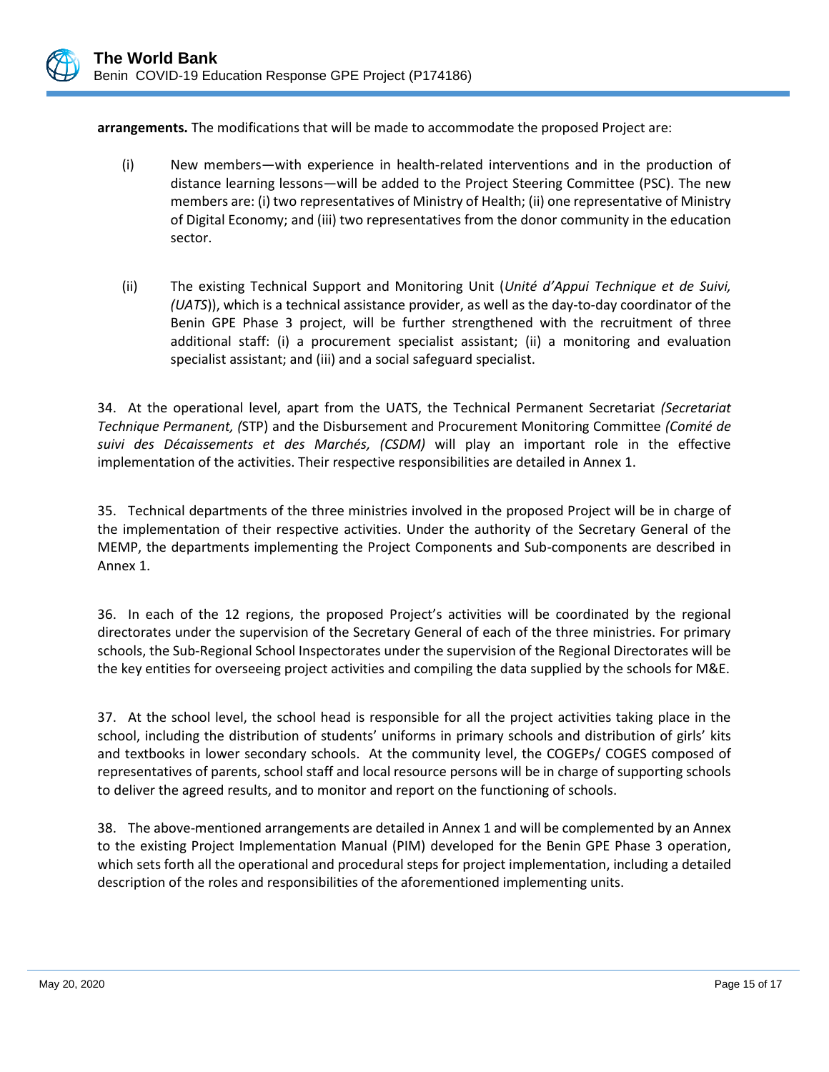**arrangements.** The modifications that will be made to accommodate the proposed Project are:

(i) New members—with experience in health-related interventions and in the production of distance learning lessons—will be added to the Project Steering Committee (PSC). The new members are: (i) two representatives of Ministry of Health; (ii) one representative of Ministry of Digital Economy; and (iii) two representatives from the donor community in the education sector.

(ii) The existing Technical Support and Monitoring Unit (*Unité d'Appui Technique et de Suivi, (UATS*)), which is a technical assistance provider, as well as the day-to-day coordinator of the Benin GPE Phase 3 project, will be further strengthened with the recruitment of three additional staff: (i) a procurement specialist assistant; (ii) a monitoring and evaluation specialist assistant; and (iii) and a social safeguard specialist.

34. At the operational level, apart from the UATS, the Technical Permanent Secretariat *(Secretariat Technique Permanent, (*STP) and the Disbursement and Procurement Monitoring Committee *(Comité de suivi des Décaissements et des Marchés, (CSDM)* will play an important role in the effective implementation of the activities. Their respective responsibilities are detailed in Annex 1.

35. Technical departments of the three ministries involved in the proposed Project will be in charge of the implementation of their respective activities. Under the authority of the Secretary General of the MEMP, the departments implementing the Project Components and Sub-components are described in Annex 1.

36. In each of the 12 regions, the proposed Project's activities will be coordinated by the regional directorates under the supervision of the Secretary General of each of the three ministries. For primary schools, the Sub-Regional School Inspectorates under the supervision of the Regional Directorates will be the key entities for overseeing project activities and compiling the data supplied by the schools for M&E.

37. At the school level, the school head is responsible for all the project activities taking place in the school, including the distribution of students' uniforms in primary schools and distribution of girls' kits and textbooks in lower secondary schools. At the community level, the COGEPs/ COGES composed of representatives of parents, school staff and local resource persons will be in charge of supporting schools to deliver the agreed results, and to monitor and report on the functioning of schools.

38. The above-mentioned arrangements are detailed in Annex 1 and will be complemented by an Annex to the existing Project Implementation Manual (PIM) developed for the Benin GPE Phase 3 operation, which sets forth all the operational and procedural steps for project implementation, including a detailed description of the roles and responsibilities of the aforementioned implementing units.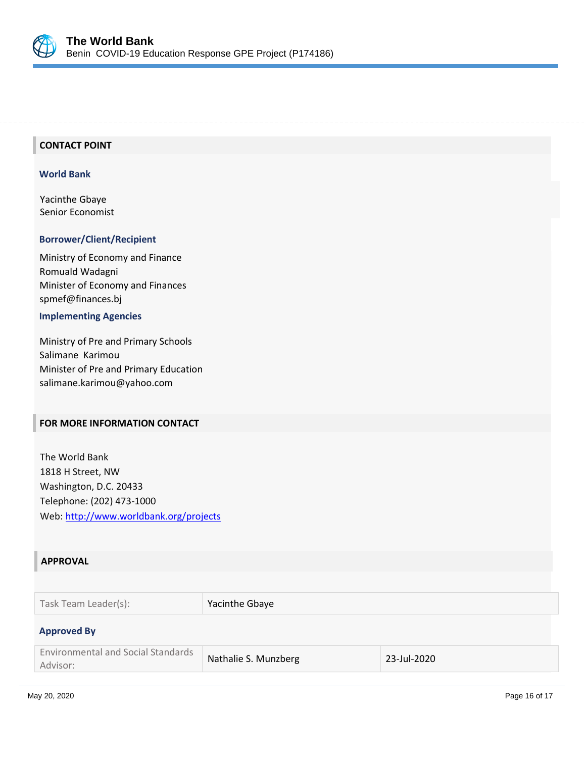## CONTACT POINT

### World Bank

Yacinthe Gbaye
Senior Economist

### Borrower/Client/Recipient

Ministry of Economy and Finance
Romuald Wadagni
Minister of Economy and Finances
spmef@finances.bj

### Implementing Agencies

Ministry of Pre and Primary Schools
Salimane Karimou
Minister of Pre and Primary Education
salimane.karimou@yahoo.com

## FOR MORE INFORMATION CONTACT

The World Bank
1818 H Street, NW
Washington, D.C. 20433
Telephone: (202) 473-1000
Web: http://www.worldbank.org/projects

## APPROVAL

| Task Team Leader(s): | Yacinthe Gbaye |
|---|---|

### Approved By

| Environmental and Social Standards Advisor: | Nathalie S. Munzberg | 23-Jul-2020 |
|---|---|---|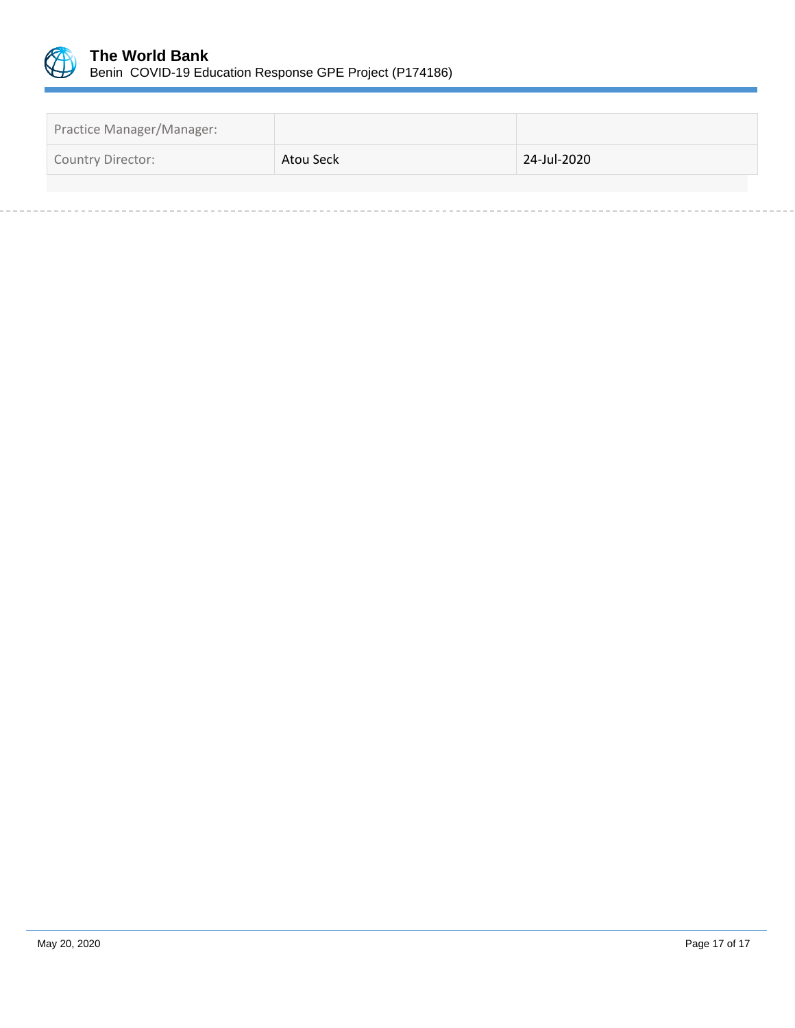| | | |
|---|---|---|
| Practice Manager/Manager: | | |
| Country Director: | Atou Seck | 24-Jul-2020 |